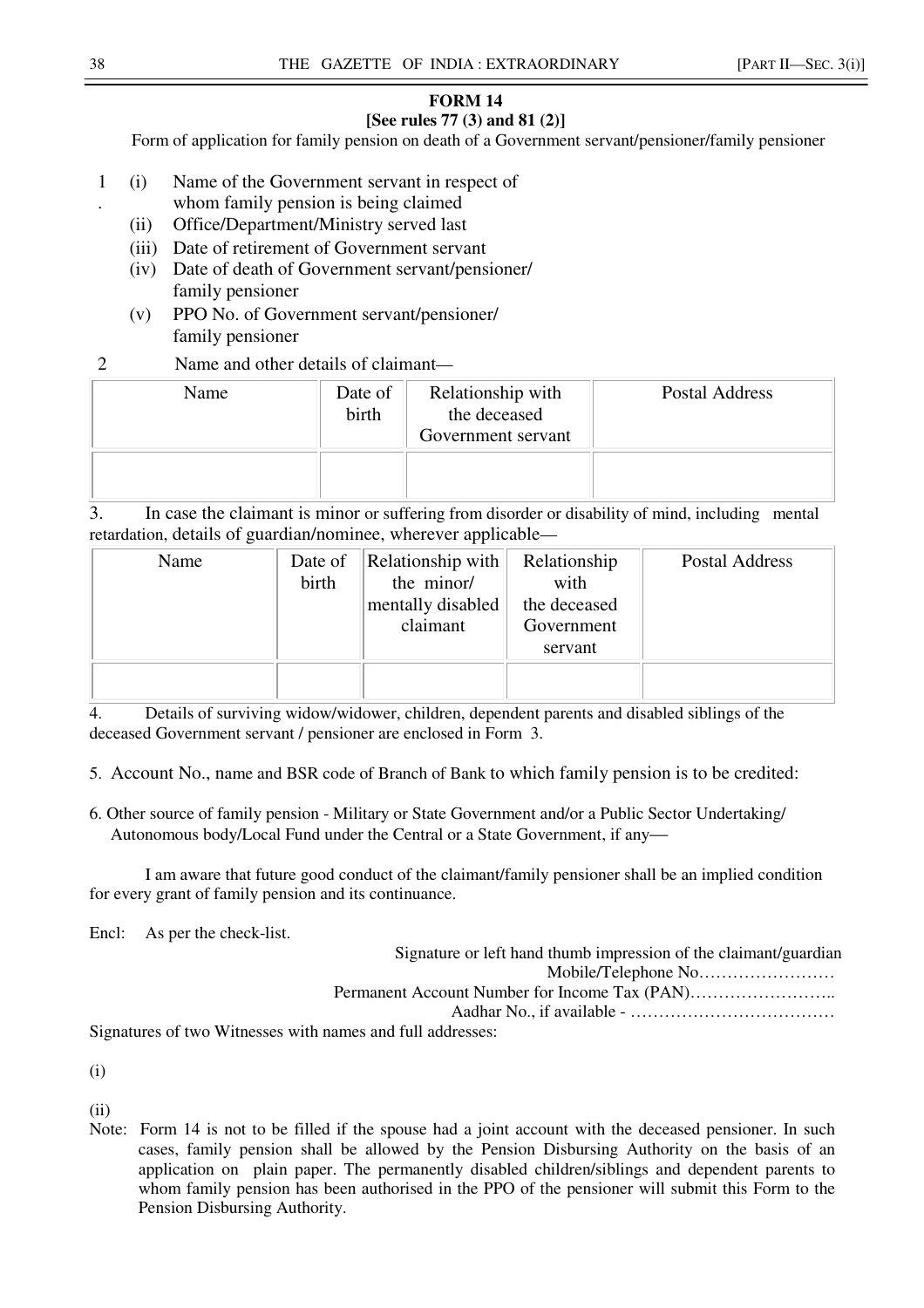## FORM 14

**[See rules 77 (3) and 81 (2)]**

Form of application for family pension on death of a Government servant/pensioner/family pensioner

1. (i) Name of the Government servant in respect of whom family pension is being claimed
   (ii) Office/Department/Ministry served last
   (iii) Date of retirement of Government servant
   (iv) Date of death of Government servant/pensioner/ family pensioner
   (v) PPO No. of Government servant/pensioner/ family pensioner

2. Name and other details of claimant—

| Name | Date of birth | Relationship with the deceased Government servant | Postal Address |
|---|---|---|---|
| | | | |

3. In case the claimant is minor or suffering from disorder or disability of mind, including mental retardation, details of guardian/nominee, wherever applicable—

| Name | Date of birth | Relationship with the minor/ mentally disabled claimant | Relationship with the deceased Government servant | Postal Address |
|---|---|---|---|---|
| | | | | |

4. Details of surviving widow/widower, children, dependent parents and disabled siblings of the deceased Government servant / pensioner are enclosed in Form 3.

5. Account No., name and BSR code of Branch of Bank to which family pension is to be credited:

6. Other source of family pension - Military or State Government and/or a Public Sector Undertaking/ Autonomous body/Local Fund under the Central or a State Government, if any—

I am aware that future good conduct of the claimant/family pensioner shall be an implied condition for every grant of family pension and its continuance.

Encl: As per the check-list.

Signature or left hand thumb impression of the claimant/guardian
Mobile/Telephone No……………………
Permanent Account Number for Income Tax (PAN)……………………..
Aadhar No., if available - ………………………………

Signatures of two Witnesses with names and full addresses:

(i)

(ii)

Note: Form 14 is not to be filled if the spouse had a joint account with the deceased pensioner. In such cases, family pension shall be allowed by the Pension Disbursing Authority on the basis of an application on plain paper. The permanently disabled children/siblings and dependent parents to whom family pension has been authorised in the PPO of the pensioner will submit this Form to the Pension Disbursing Authority.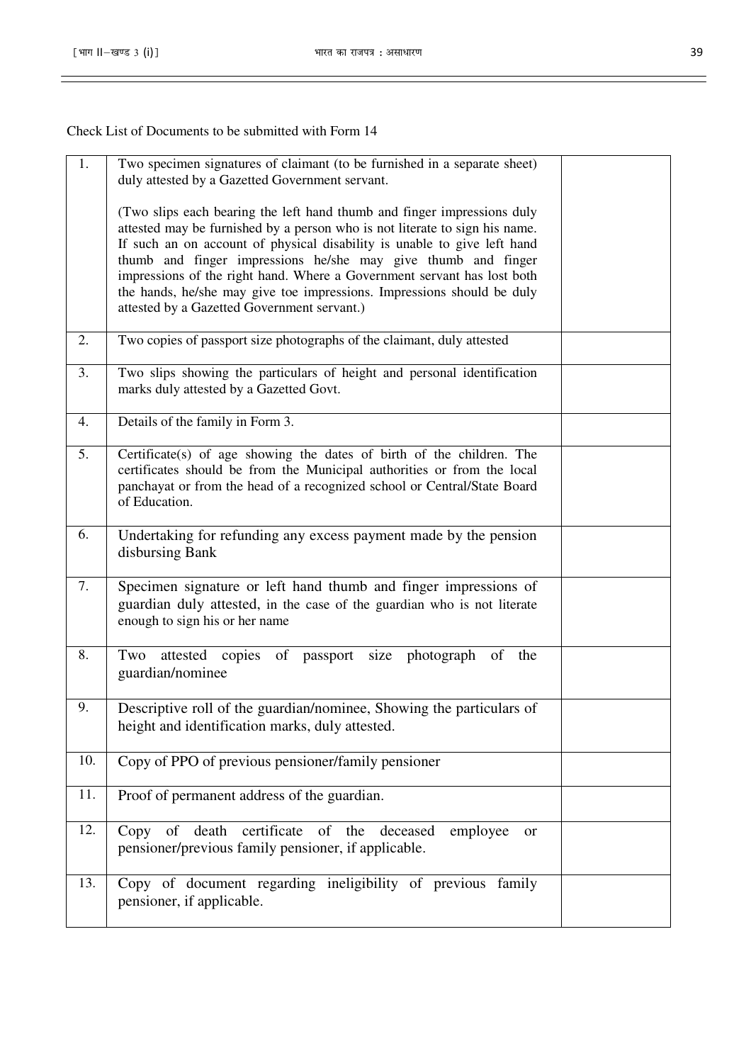Check List of Documents to be submitted with Form 14

| | | |
|---|---|---|
| 1. | Two specimen signatures of claimant (to be furnished in a separate sheet) duly attested by a Gazetted Government servant.<br><br>(Two slips each bearing the left hand thumb and finger impressions duly attested may be furnished by a person who is not literate to sign his name. If such an on account of physical disability is unable to give left hand thumb and finger impressions he/she may give thumb and finger impressions of the right hand. Where a Government servant has lost both the hands, he/she may give toe impressions. Impressions should be duly attested by a Gazetted Government servant.) | |
| 2. | Two copies of passport size photographs of the claimant, duly attested | |
| 3. | Two slips showing the particulars of height and personal identification marks duly attested by a Gazetted Govt. | |
| 4. | Details of the family in Form 3. | |
| 5. | Certificate(s) of age showing the dates of birth of the children. The certificates should be from the Municipal authorities or from the local panchayat or from the head of a recognized school or Central/State Board of Education. | |
| 6. | Undertaking for refunding any excess payment made by the pension disbursing Bank | |
| 7. | Specimen signature or left hand thumb and finger impressions of guardian duly attested, in the case of the guardian who is not literate enough to sign his or her name | |
| 8. | Two attested copies of passport size photograph of the guardian/nominee | |
| 9. | Descriptive roll of the guardian/nominee, Showing the particulars of height and identification marks, duly attested. | |
| 10. | Copy of PPO of previous pensioner/family pensioner | |
| 11. | Proof of permanent address of the guardian. | |
| 12. | Copy of death certificate of the deceased employee or pensioner/previous family pensioner, if applicable. | |
| 13. | Copy of document regarding ineligibility of previous family pensioner, if applicable. | |